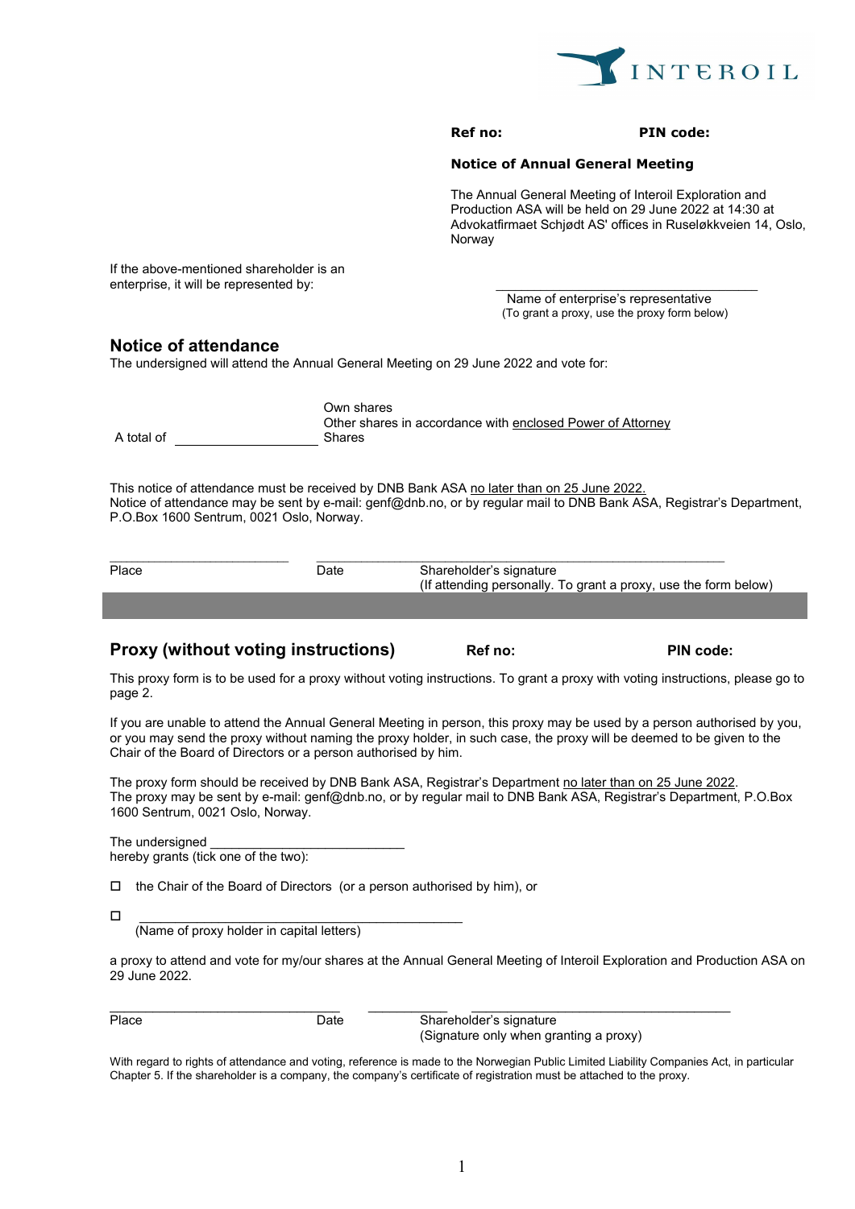INTEROIL

**Ref no:** **PIN code:**

**Notice of Annual General Meeting**

The Annual General Meeting of Interoil Exploration and Production ASA will be held on 29 June 2022 at 14:30 at Advokatfirmaet Schjødt AS' offices in Ruseløkkveien 14, Oslo, Norway

If the above-mentioned shareholder is an enterprise, it will be represented by:

\_\_\_\_\_\_\_\_\_\_\_\_\_\_\_\_\_\_\_\_\_\_\_\_\_\_\_\_\_\_\_\_\_\_\_\_\_\_
Name of enterprise's representative
(To grant a proxy, use the proxy form below)

## Notice of attendance

The undersigned will attend the Annual General Meeting on 29 June 2022 and vote for:

A total of \_\_\_\_\_\_\_\_\_\_\_\_\_\_\_\_\_\_\_\_ Own shares
Other shares in accordance with enclosed Power of Attorney
Shares

This notice of attendance must be received by DNB Bank ASA no later than on 25 June 2022.
Notice of attendance may be sent by e-mail: genf@dnb.no, or by regular mail to DNB Bank ASA, Registrar's Department, P.O.Box 1600 Sentrum, 0021 Oslo, Norway.

\_\_\_\_\_\_\_\_\_\_\_\_\_\_\_\_\_\_\_\_\_\_\_\_\_ \_\_\_\_\_\_\_\_\_\_\_\_\_\_\_\_\_\_\_\_\_\_\_\_\_\_\_\_\_\_\_\_\_\_\_\_\_\_\_\_\_\_\_\_\_\_\_\_\_\_\_\_\_\_\_\_
Place Date Shareholder's signature
(If attending personally. To grant a proxy, use the form below)

## Proxy (without voting instructions)

**Ref no:** **PIN code:**

This proxy form is to be used for a proxy without voting instructions. To grant a proxy with voting instructions, please go to page 2.

If you are unable to attend the Annual General Meeting in person, this proxy may be used by a person authorised by you, or you may send the proxy without naming the proxy holder, in such case, the proxy will be deemed to be given to the Chair of the Board of Directors or a person authorised by him.

The proxy form should be received by DNB Bank ASA, Registrar's Department no later than on 25 June 2022.
The proxy may be sent by e-mail: genf@dnb.no, or by regular mail to DNB Bank ASA, Registrar's Department, P.O.Box 1600 Sentrum, 0021 Oslo, Norway.

The undersigned \_\_\_\_\_\_\_\_\_\_\_\_\_\_\_\_\_\_\_\_\_\_\_\_\_\_\_\_
hereby grants (tick one of the two):

☐ the Chair of the Board of Directors (or a person authorised by him), or

☐ \_\_\_\_\_\_\_\_\_\_\_\_\_\_\_\_\_\_\_\_\_\_\_\_\_\_\_\_\_\_\_\_\_\_\_\_\_\_\_\_\_\_\_\_\_\_
(Name of proxy holder in capital letters)

a proxy to attend and vote for my/our shares at the Annual General Meeting of Interoil Exploration and Production ASA on 29 June 2022.

\_\_\_\_\_\_\_\_\_\_\_\_\_\_\_\_\_\_\_\_\_\_\_\_\_\_\_\_\_\_\_\_ \_\_\_\_\_\_\_\_\_\_\_ \_\_\_\_\_\_\_\_\_\_\_\_\_\_\_\_\_\_\_\_\_\_\_\_\_\_\_\_\_\_\_\_\_\_\_\_\_
Place Date Shareholder's signature
(Signature only when granting a proxy)

With regard to rights of attendance and voting, reference is made to the Norwegian Public Limited Liability Companies Act, in particular Chapter 5. If the shareholder is a company, the company's certificate of registration must be attached to the proxy.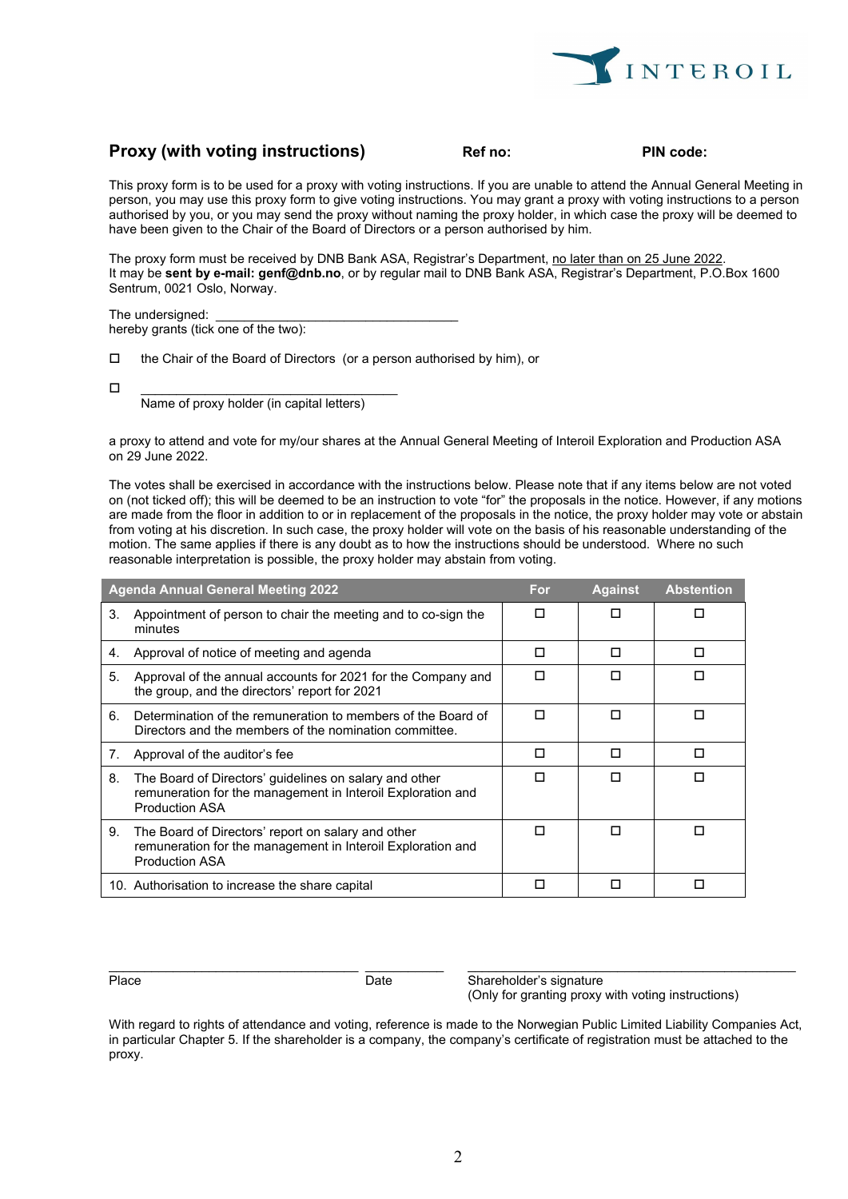## Proxy (with voting instructions)

**Ref no:** **PIN code:**

This proxy form is to be used for a proxy with voting instructions. If you are unable to attend the Annual General Meeting in person, you may use this proxy form to give voting instructions. You may grant a proxy with voting instructions to a person authorised by you, or you may send the proxy without naming the proxy holder, in which case the proxy will be deemed to have been given to the Chair of the Board of Directors or a person authorised by him.

The proxy form must be received by DNB Bank ASA, Registrar's Department, no later than on 25 June 2022. It may be **sent by e-mail: genf@dnb.no**, or by regular mail to DNB Bank ASA, Registrar's Department, P.O.Box 1600 Sentrum, 0021 Oslo, Norway.

The undersigned: ___________________________________
hereby grants (tick one of the two):

☐ the Chair of the Board of Directors (or a person authorised by him), or

☐ ___________________________________
Name of proxy holder (in capital letters)

a proxy to attend and vote for my/our shares at the Annual General Meeting of Interoil Exploration and Production ASA on 29 June 2022.

The votes shall be exercised in accordance with the instructions below. Please note that if any items below are not voted on (not ticked off); this will be deemed to be an instruction to vote "for" the proposals in the notice. However, if any motions are made from the floor in addition to or in replacement of the proposals in the notice, the proxy holder may vote or abstain from voting at his discretion. In such case, the proxy holder will vote on the basis of his reasonable understanding of the motion. The same applies if there is any doubt as to how the instructions should be understood. Where no such reasonable interpretation is possible, the proxy holder may abstain from voting.

| Agenda Annual General Meeting 2022 | For | Against | Abstention |
|---|---|---|---|
| 3. Appointment of person to chair the meeting and to co-sign the minutes | ☐ | ☐ | ☐ |
| 4. Approval of notice of meeting and agenda | ☐ | ☐ | ☐ |
| 5. Approval of the annual accounts for 2021 for the Company and the group, and the directors' report for 2021 | ☐ | ☐ | ☐ |
| 6. Determination of the remuneration to members of the Board of Directors and the members of the nomination committee. | ☐ | ☐ | ☐ |
| 7. Approval of the auditor's fee | ☐ | ☐ | ☐ |
| 8. The Board of Directors' guidelines on salary and other remuneration for the management in Interoil Exploration and Production ASA | ☐ | ☐ | ☐ |
| 9. The Board of Directors' report on salary and other remuneration for the management in Interoil Exploration and Production ASA | ☐ | ☐ | ☐ |
| 10. Authorisation to increase the share capital | ☐ | ☐ | ☐ |

___________________________________ ____________ ___________________________________

Place Date Shareholder's signature
(Only for granting proxy with voting instructions)

With regard to rights of attendance and voting, reference is made to the Norwegian Public Limited Liability Companies Act, in particular Chapter 5. If the shareholder is a company, the company's certificate of registration must be attached to the proxy.